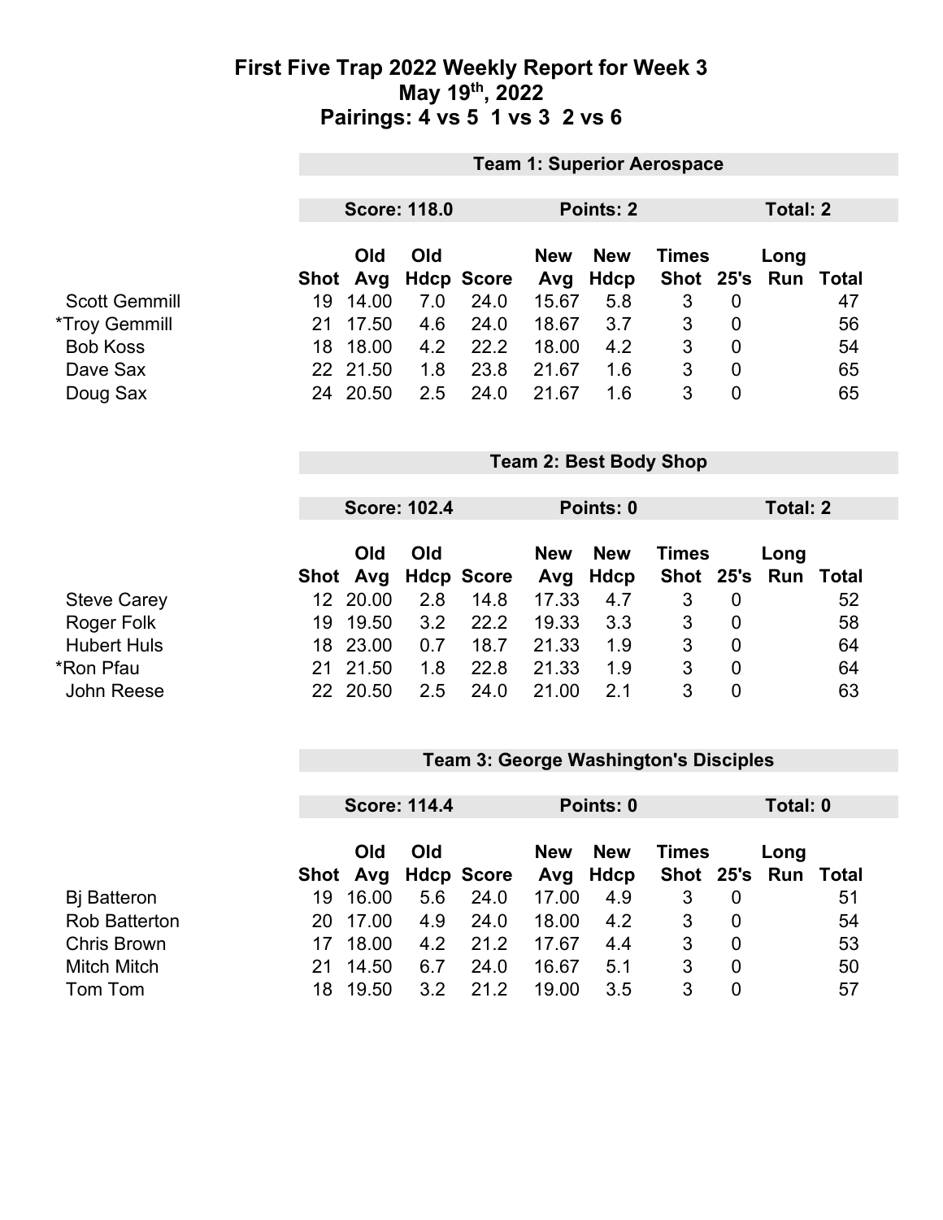# First Five Trap 2022 Weekly Report for Week 3
## May 19th, 2022
## Pairings: 4 vs 5 1 vs 3 2 vs 6

### Team 1: Superior Aerospace

**Score: 118.0** | **Points: 2** | **Total: 2**

| | Shot | Old Avg | Old Hdcp | Score | New Avg | New Hdcp | Times Shot | 25's | Long Run | Total |
|---|---|---|---|---|---|---|---|---|---|---|
| Scott Gemmill | 19 | 14.00 | 7.0 | 24.0 | 15.67 | 5.8 | 3 | 0 | | 47 |
| *Troy Gemmill | 21 | 17.50 | 4.6 | 24.0 | 18.67 | 3.7 | 3 | 0 | | 56 |
| Bob Koss | 18 | 18.00 | 4.2 | 22.2 | 18.00 | 4.2 | 3 | 0 | | 54 |
| Dave Sax | 22 | 21.50 | 1.8 | 23.8 | 21.67 | 1.6 | 3 | 0 | | 65 |
| Doug Sax | 24 | 20.50 | 2.5 | 24.0 | 21.67 | 1.6 | 3 | 0 | | 65 |

### Team 2: Best Body Shop

**Score: 102.4** | **Points: 0** | **Total: 2**

| | Shot | Old Avg | Old Hdcp | Score | New Avg | New Hdcp | Times Shot | 25's | Long Run | Total |
|---|---|---|---|---|---|---|---|---|---|---|
| Steve Carey | 12 | 20.00 | 2.8 | 14.8 | 17.33 | 4.7 | 3 | 0 | | 52 |
| Roger Folk | 19 | 19.50 | 3.2 | 22.2 | 19.33 | 3.3 | 3 | 0 | | 58 |
| Hubert Huls | 18 | 23.00 | 0.7 | 18.7 | 21.33 | 1.9 | 3 | 0 | | 64 |
| *Ron Pfau | 21 | 21.50 | 1.8 | 22.8 | 21.33 | 1.9 | 3 | 0 | | 64 |
| John Reese | 22 | 20.50 | 2.5 | 24.0 | 21.00 | 2.1 | 3 | 0 | | 63 |

### Team 3: George Washington's Disciples

**Score: 114.4** | **Points: 0** | **Total: 0**

| | Shot | Old Avg | Old Hdcp | Score | New Avg | New Hdcp | Times Shot | 25's | Long Run | Total |
|---|---|---|---|---|---|---|---|---|---|---|
| Bj Batteron | 19 | 16.00 | 5.6 | 24.0 | 17.00 | 4.9 | 3 | 0 | | 51 |
| Rob Batterton | 20 | 17.00 | 4.9 | 24.0 | 18.00 | 4.2 | 3 | 0 | | 54 |
| Chris Brown | 17 | 18.00 | 4.2 | 21.2 | 17.67 | 4.4 | 3 | 0 | | 53 |
| Mitch Mitch | 21 | 14.50 | 6.7 | 24.0 | 16.67 | 5.1 | 3 | 0 | | 50 |
| Tom Tom | 18 | 19.50 | 3.2 | 21.2 | 19.00 | 3.5 | 3 | 0 | | 57 |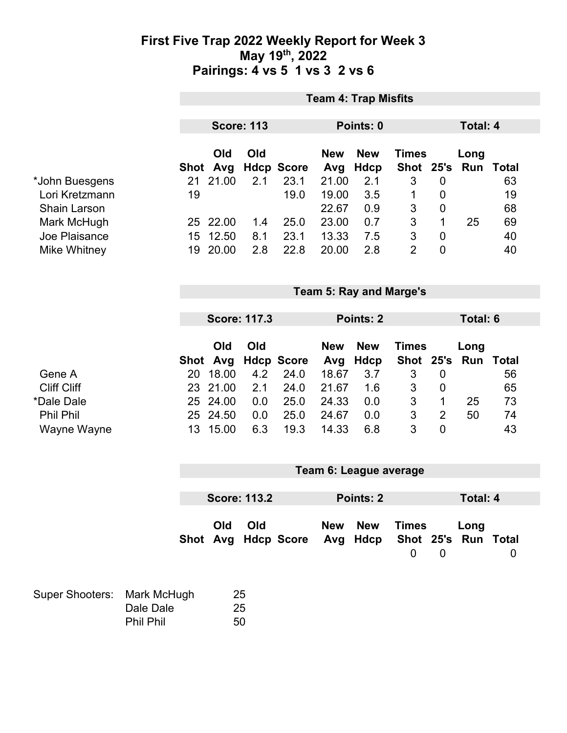# First Five Trap 2022 Weekly Report for Week 3
## May 19th, 2022
## Pairings: 4 vs 5 1 vs 3 2 vs 6

**Team 4: Trap Misfits**

**Score: 113** | **Points: 0** | **Total: 4**

| | Shot | Old Avg | Old Hdcp | Score | New Avg | New Hdcp | Times Shot | 25's | Long Run | Total |
|---|---|---|---|---|---|---|---|---|---|---|
| *John Buesgens | 21 | 21.00 | 2.1 | 23.1 | 21.00 | 2.1 | 3 | 0 | | 63 |
| Lori Kretzmann | 19 | | | 19.0 | 19.00 | 3.5 | 1 | 0 | | 19 |
| Shain Larson | | | | | 22.67 | 0.9 | 3 | 0 | | 68 |
| Mark McHugh | 25 | 22.00 | 1.4 | 25.0 | 23.00 | 0.7 | 3 | 1 | 25 | 69 |
| Joe Plaisance | 15 | 12.50 | 8.1 | 23.1 | 13.33 | 7.5 | 3 | 0 | | 40 |
| Mike Whitney | 19 | 20.00 | 2.8 | 22.8 | 20.00 | 2.8 | 2 | 0 | | 40 |

**Team 5: Ray and Marge's**

**Score: 117.3** | **Points: 2** | **Total: 6**

| | Shot | Old Avg | Old Hdcp | Score | New Avg | New Hdcp | Times Shot | 25's | Long Run | Total |
|---|---|---|---|---|---|---|---|---|---|---|
| Gene A | 20 | 18.00 | 4.2 | 24.0 | 18.67 | 3.7 | 3 | 0 | | 56 |
| Cliff Cliff | 23 | 21.00 | 2.1 | 24.0 | 21.67 | 1.6 | 3 | 0 | | 65 |
| *Dale Dale | 25 | 24.00 | 0.0 | 25.0 | 24.33 | 0.0 | 3 | 1 | 25 | 73 |
| Phil Phil | 25 | 24.50 | 0.0 | 25.0 | 24.67 | 0.0 | 3 | 2 | 50 | 74 |
| Wayne Wayne | 13 | 15.00 | 6.3 | 19.3 | 14.33 | 6.8 | 3 | 0 | | 43 |

**Team 6: League average**

**Score: 113.2** | **Points: 2** | **Total: 4**

| | Shot | Old Avg | Old Hdcp | Score | New Avg | New Hdcp | Times Shot | 25's | Long Run | Total |
|---|---|---|---|---|---|---|---|---|---|---|
| | | | | | | | 0 | 0 | | 0 |

| Super Shooters: | | |
|---|---|---|
| | Mark McHugh | 25 |
| | Dale Dale | 25 |
| | Phil Phil | 50 |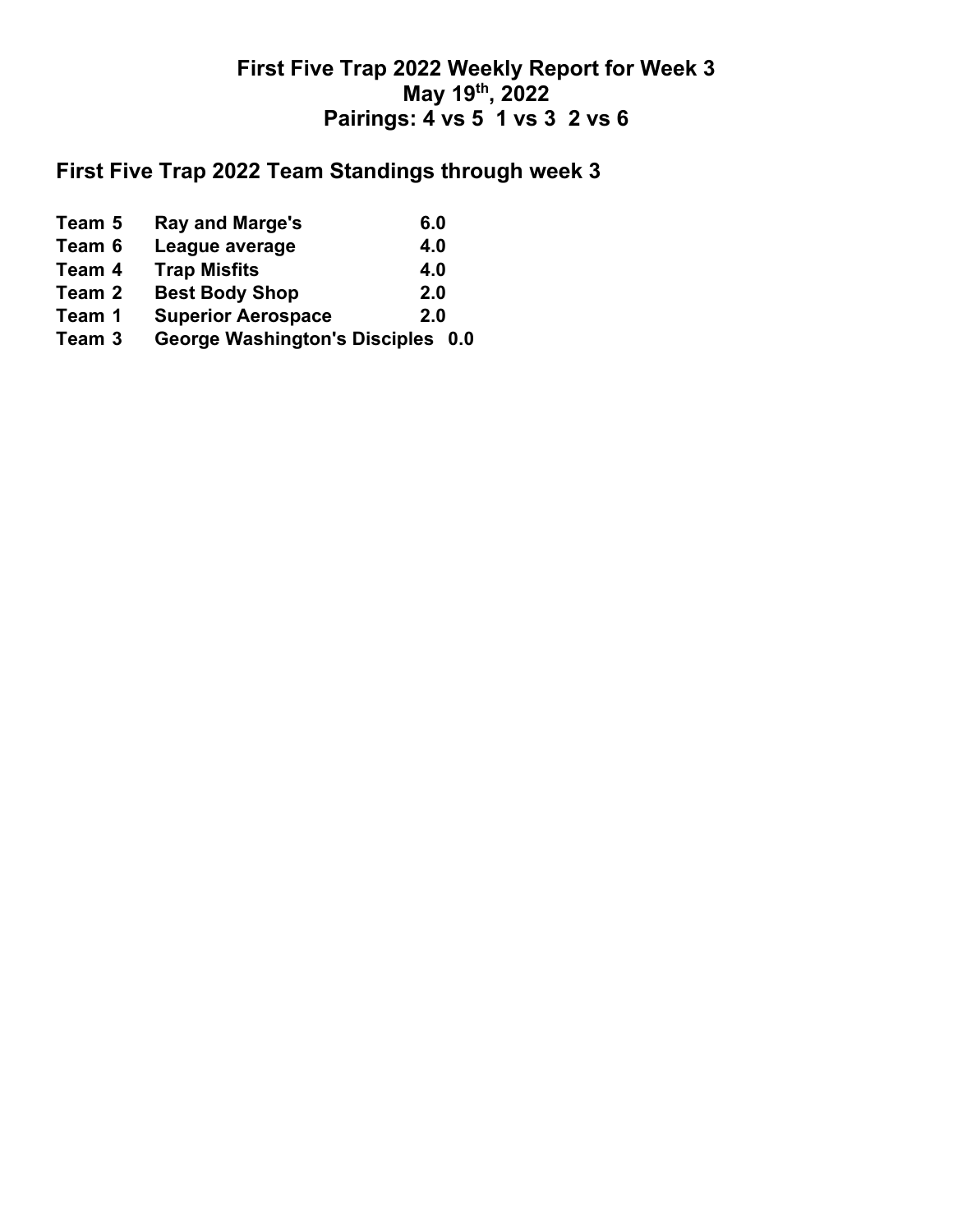# First Five Trap 2022 Weekly Report for Week 3
## May 19th, 2022
## Pairings: 4 vs 5 1 vs 3 2 vs 6

## First Five Trap 2022 Team Standings through week 3

| | | |
|---|---|---|
| Team 5 | Ray and Marge's | 6.0 |
| Team 6 | League average | 4.0 |
| Team 4 | Trap Misfits | 4.0 |
| Team 2 | Best Body Shop | 2.0 |
| Team 1 | Superior Aerospace | 2.0 |
| Team 3 | George Washington's Disciples | 0.0 |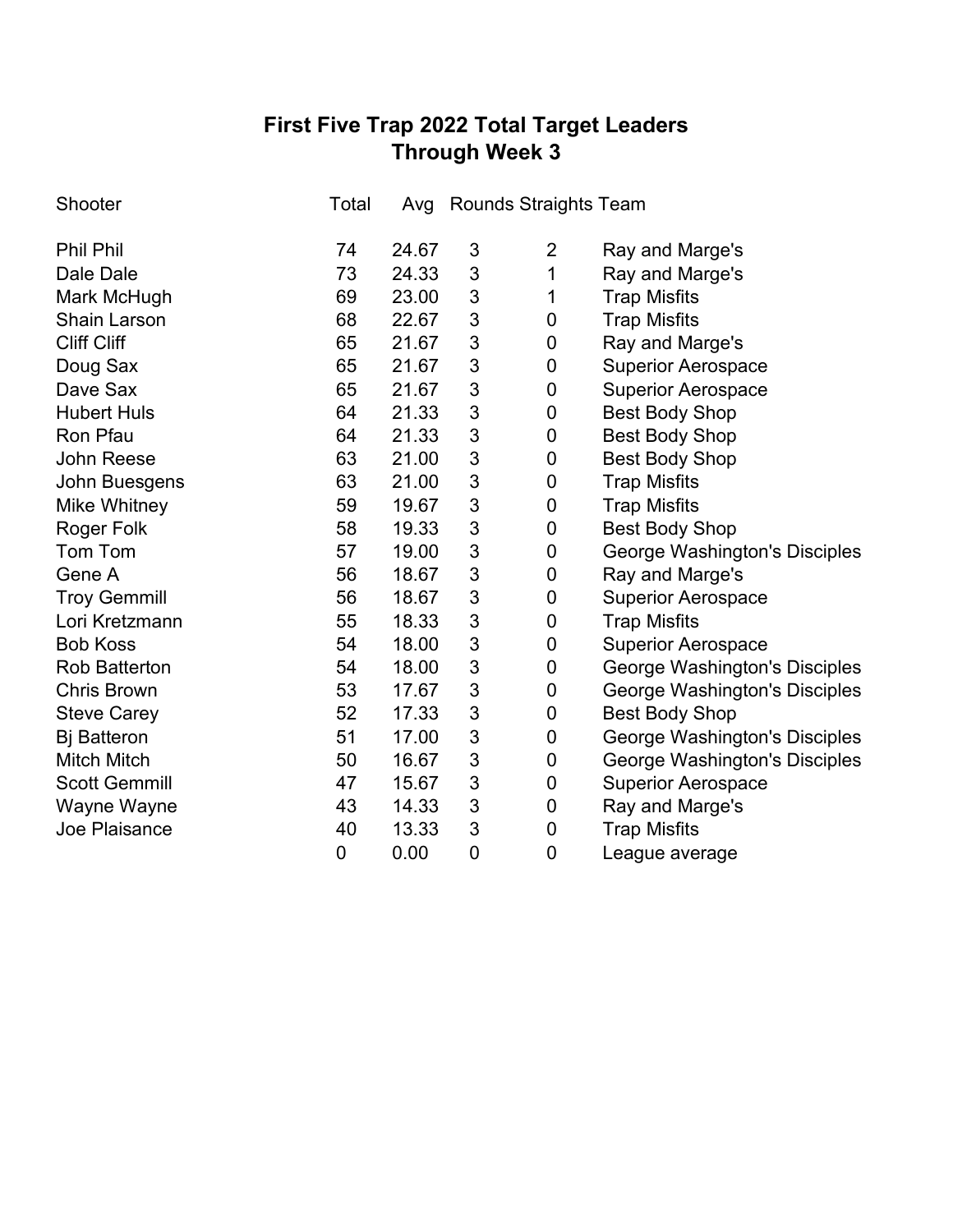# First Five Trap 2022 Total Target Leaders
## Through Week 3

| Shooter | Total | Avg | Rounds | Straights | Team |
|---|---|---|---|---|---|
| Phil Phil | 74 | 24.67 | 3 | 2 | Ray and Marge's |
| Dale Dale | 73 | 24.33 | 3 | 1 | Ray and Marge's |
| Mark McHugh | 69 | 23.00 | 3 | 1 | Trap Misfits |
| Shain Larson | 68 | 22.67 | 3 | 0 | Trap Misfits |
| Cliff Cliff | 65 | 21.67 | 3 | 0 | Ray and Marge's |
| Doug Sax | 65 | 21.67 | 3 | 0 | Superior Aerospace |
| Dave Sax | 65 | 21.67 | 3 | 0 | Superior Aerospace |
| Hubert Huls | 64 | 21.33 | 3 | 0 | Best Body Shop |
| Ron Pfau | 64 | 21.33 | 3 | 0 | Best Body Shop |
| John Reese | 63 | 21.00 | 3 | 0 | Best Body Shop |
| John Buesgens | 63 | 21.00 | 3 | 0 | Trap Misfits |
| Mike Whitney | 59 | 19.67 | 3 | 0 | Trap Misfits |
| Roger Folk | 58 | 19.33 | 3 | 0 | Best Body Shop |
| Tom Tom | 57 | 19.00 | 3 | 0 | George Washington's Disciples |
| Gene A | 56 | 18.67 | 3 | 0 | Ray and Marge's |
| Troy Gemmill | 56 | 18.67 | 3 | 0 | Superior Aerospace |
| Lori Kretzmann | 55 | 18.33 | 3 | 0 | Trap Misfits |
| Bob Koss | 54 | 18.00 | 3 | 0 | Superior Aerospace |
| Rob Batterton | 54 | 18.00 | 3 | 0 | George Washington's Disciples |
| Chris Brown | 53 | 17.67 | 3 | 0 | George Washington's Disciples |
| Steve Carey | 52 | 17.33 | 3 | 0 | Best Body Shop |
| Bj Batteron | 51 | 17.00 | 3 | 0 | George Washington's Disciples |
| Mitch Mitch | 50 | 16.67 | 3 | 0 | George Washington's Disciples |
| Scott Gemmill | 47 | 15.67 | 3 | 0 | Superior Aerospace |
| Wayne Wayne | 43 | 14.33 | 3 | 0 | Ray and Marge's |
| Joe Plaisance | 40 | 13.33 | 3 | 0 | Trap Misfits |
| | 0 | 0.00 | 0 | 0 | League average |